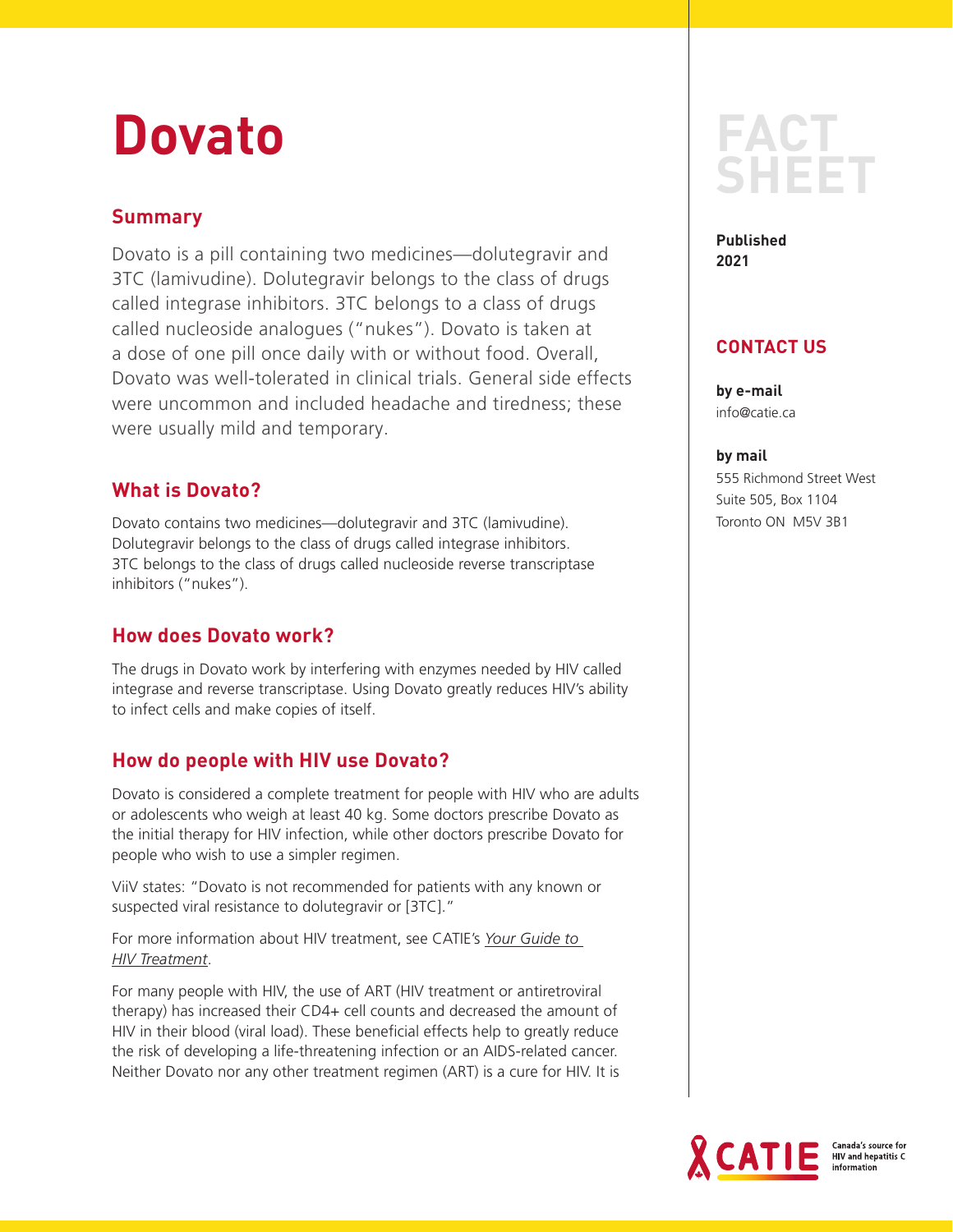# Dovato

FACT SHEET

**Published**
**2021**

## CONTACT US

**by e-mail**
info@catie.ca

**by mail**
555 Richmond Street West
Suite 505, Box 1104
Toronto ON M5V 3B1

## Summary

Dovato is a pill containing two medicines—dolutegravir and 3TC (lamivudine). Dolutegravir belongs to the class of drugs called integrase inhibitors. 3TC belongs to a class of drugs called nucleoside analogues ("nukes"). Dovato is taken at a dose of one pill once daily with or without food. Overall, Dovato was well-tolerated in clinical trials. General side effects were uncommon and included headache and tiredness; these were usually mild and temporary.

## What is Dovato?

Dovato contains two medicines—dolutegravir and 3TC (lamivudine). Dolutegravir belongs to the class of drugs called integrase inhibitors. 3TC belongs to the class of drugs called nucleoside reverse transcriptase inhibitors ("nukes").

## How does Dovato work?

The drugs in Dovato work by interfering with enzymes needed by HIV called integrase and reverse transcriptase. Using Dovato greatly reduces HIV's ability to infect cells and make copies of itself.

## How do people with HIV use Dovato?

Dovato is considered a complete treatment for people with HIV who are adults or adolescents who weigh at least 40 kg. Some doctors prescribe Dovato as the initial therapy for HIV infection, while other doctors prescribe Dovato for people who wish to use a simpler regimen.

ViiV states: "Dovato is not recommended for patients with any known or suspected viral resistance to dolutegravir or [3TC]."

For more information about HIV treatment, see CATIE's *Your Guide to HIV Treatment*.

For many people with HIV, the use of ART (HIV treatment or antiretroviral therapy) has increased their CD4+ cell counts and decreased the amount of HIV in their blood (viral load). These beneficial effects help to greatly reduce the risk of developing a life-threatening infection or an AIDS-related cancer. Neither Dovato nor any other treatment regimen (ART) is a cure for HIV. It is

CATIE Canada's source for HIV and hepatitis C information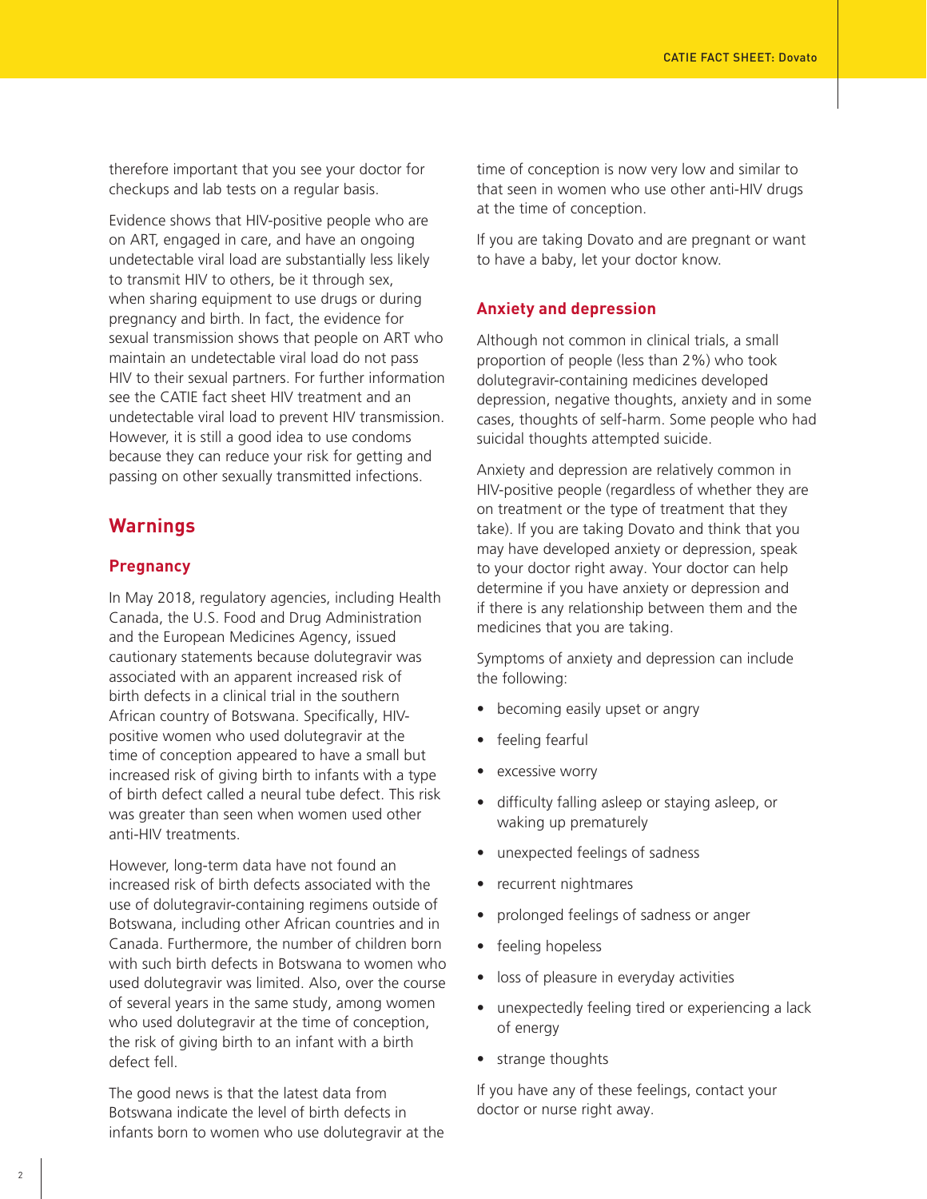therefore important that you see your doctor for checkups and lab tests on a regular basis.

Evidence shows that HIV-positive people who are on ART, engaged in care, and have an ongoing undetectable viral load are substantially less likely to transmit HIV to others, be it through sex, when sharing equipment to use drugs or during pregnancy and birth. In fact, the evidence for sexual transmission shows that people on ART who maintain an undetectable viral load do not pass HIV to their sexual partners. For further information see the CATIE fact sheet HIV treatment and an undetectable viral load to prevent HIV transmission. However, it is still a good idea to use condoms because they can reduce your risk for getting and passing on other sexually transmitted infections.

## Warnings

### Pregnancy

In May 2018, regulatory agencies, including Health Canada, the U.S. Food and Drug Administration and the European Medicines Agency, issued cautionary statements because dolutegravir was associated with an apparent increased risk of birth defects in a clinical trial in the southern African country of Botswana. Specifically, HIV-positive women who used dolutegravir at the time of conception appeared to have a small but increased risk of giving birth to infants with a type of birth defect called a neural tube defect. This risk was greater than seen when women used other anti-HIV treatments.

However, long-term data have not found an increased risk of birth defects associated with the use of dolutegravir-containing regimens outside of Botswana, including other African countries and in Canada. Furthermore, the number of children born with such birth defects in Botswana to women who used dolutegravir was limited. Also, over the course of several years in the same study, among women who used dolutegravir at the time of conception, the risk of giving birth to an infant with a birth defect fell.

The good news is that the latest data from Botswana indicate the level of birth defects in infants born to women who use dolutegravir at the time of conception is now very low and similar to that seen in women who use other anti-HIV drugs at the time of conception.

If you are taking Dovato and are pregnant or want to have a baby, let your doctor know.

### Anxiety and depression

Although not common in clinical trials, a small proportion of people (less than 2%) who took dolutegravir-containing medicines developed depression, negative thoughts, anxiety and in some cases, thoughts of self-harm. Some people who had suicidal thoughts attempted suicide.

Anxiety and depression are relatively common in HIV-positive people (regardless of whether they are on treatment or the type of treatment that they take). If you are taking Dovato and think that you may have developed anxiety or depression, speak to your doctor right away. Your doctor can help determine if you have anxiety or depression and if there is any relationship between them and the medicines that you are taking.

Symptoms of anxiety and depression can include the following:

- becoming easily upset or angry
- feeling fearful
- excessive worry
- difficulty falling asleep or staying asleep, or waking up prematurely
- unexpected feelings of sadness
- recurrent nightmares
- prolonged feelings of sadness or anger
- feeling hopeless
- loss of pleasure in everyday activities
- unexpectedly feeling tired or experiencing a lack of energy
- strange thoughts

If you have any of these feelings, contact your doctor or nurse right away.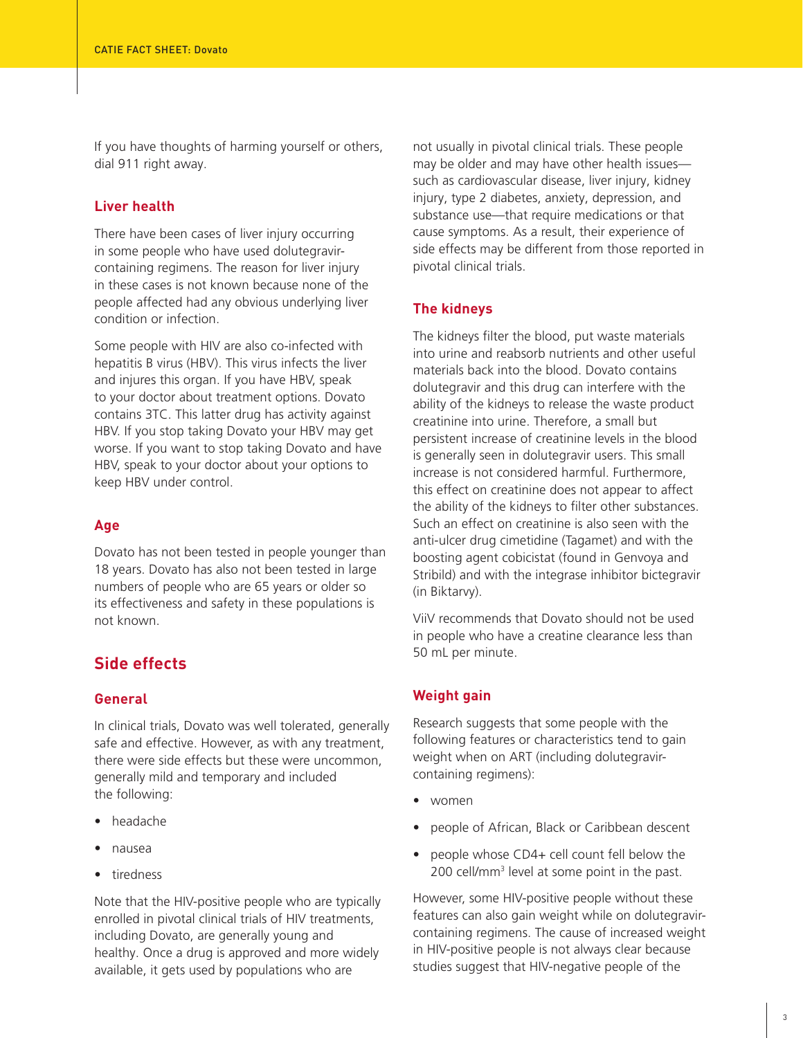If you have thoughts of harming yourself or others, dial 911 right away.

### Liver health

There have been cases of liver injury occurring in some people who have used dolutegravir-containing regimens. The reason for liver injury in these cases is not known because none of the people affected had any obvious underlying liver condition or infection.

Some people with HIV are also co-infected with hepatitis B virus (HBV). This virus infects the liver and injures this organ. If you have HBV, speak to your doctor about treatment options. Dovato contains 3TC. This latter drug has activity against HBV. If you stop taking Dovato your HBV may get worse. If you want to stop taking Dovato and have HBV, speak to your doctor about your options to keep HBV under control.

### Age

Dovato has not been tested in people younger than 18 years. Dovato has also not been tested in large numbers of people who are 65 years or older so its effectiveness and safety in these populations is not known.

## Side effects

### General

In clinical trials, Dovato was well tolerated, generally safe and effective. However, as with any treatment, there were side effects but these were uncommon, generally mild and temporary and included the following:

- headache
- nausea
- tiredness

Note that the HIV-positive people who are typically enrolled in pivotal clinical trials of HIV treatments, including Dovato, are generally young and healthy. Once a drug is approved and more widely available, it gets used by populations who are not usually in pivotal clinical trials. These people may be older and may have other health issues—such as cardiovascular disease, liver injury, kidney injury, type 2 diabetes, anxiety, depression, and substance use—that require medications or that cause symptoms. As a result, their experience of side effects may be different from those reported in pivotal clinical trials.

### The kidneys

The kidneys filter the blood, put waste materials into urine and reabsorb nutrients and other useful materials back into the blood. Dovato contains dolutegravir and this drug can interfere with the ability of the kidneys to release the waste product creatinine into urine. Therefore, a small but persistent increase of creatinine levels in the blood is generally seen in dolutegravir users. This small increase is not considered harmful. Furthermore, this effect on creatinine does not appear to affect the ability of the kidneys to filter other substances. Such an effect on creatinine is also seen with the anti-ulcer drug cimetidine (Tagamet) and with the boosting agent cobicistat (found in Genvoya and Stribild) and with the integrase inhibitor bictegravir (in Biktarvy).

ViiV recommends that Dovato should not be used in people who have a creatine clearance less than 50 mL per minute.

### Weight gain

Research suggests that some people with the following features or characteristics tend to gain weight when on ART (including dolutegravir-containing regimens):

- women
- people of African, Black or Caribbean descent
- people whose CD4+ cell count fell below the 200 cell/mm$^3$ level at some point in the past.

However, some HIV-positive people without these features can also gain weight while on dolutegravir-containing regimens. The cause of increased weight in HIV-positive people is not always clear because studies suggest that HIV-negative people of the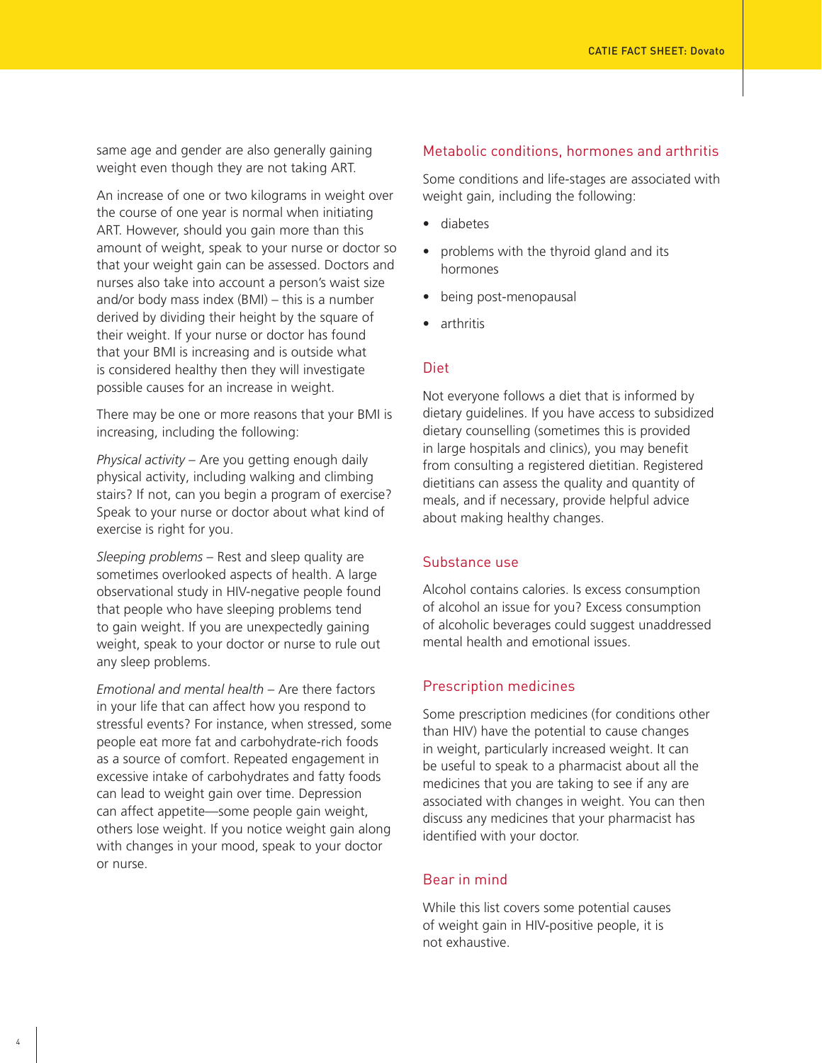same age and gender are also generally gaining weight even though they are not taking ART.

An increase of one or two kilograms in weight over the course of one year is normal when initiating ART. However, should you gain more than this amount of weight, speak to your nurse or doctor so that your weight gain can be assessed. Doctors and nurses also take into account a person's waist size and/or body mass index (BMI) – this is a number derived by dividing their height by the square of their weight. If your nurse or doctor has found that your BMI is increasing and is outside what is considered healthy then they will investigate possible causes for an increase in weight.

There may be one or more reasons that your BMI is increasing, including the following:

*Physical activity* – Are you getting enough daily physical activity, including walking and climbing stairs? If not, can you begin a program of exercise? Speak to your nurse or doctor about what kind of exercise is right for you.

*Sleeping problems* – Rest and sleep quality are sometimes overlooked aspects of health. A large observational study in HIV-negative people found that people who have sleeping problems tend to gain weight. If you are unexpectedly gaining weight, speak to your doctor or nurse to rule out any sleep problems.

*Emotional and mental health* – Are there factors in your life that can affect how you respond to stressful events? For instance, when stressed, some people eat more fat and carbohydrate-rich foods as a source of comfort. Repeated engagement in excessive intake of carbohydrates and fatty foods can lead to weight gain over time. Depression can affect appetite—some people gain weight, others lose weight. If you notice weight gain along with changes in your mood, speak to your doctor or nurse.

### Metabolic conditions, hormones and arthritis

Some conditions and life-stages are associated with weight gain, including the following:

- diabetes
- problems with the thyroid gland and its hormones
- being post-menopausal
- arthritis

### Diet

Not everyone follows a diet that is informed by dietary guidelines. If you have access to subsidized dietary counselling (sometimes this is provided in large hospitals and clinics), you may benefit from consulting a registered dietitian. Registered dietitians can assess the quality and quantity of meals, and if necessary, provide helpful advice about making healthy changes.

### Substance use

Alcohol contains calories. Is excess consumption of alcohol an issue for you? Excess consumption of alcoholic beverages could suggest unaddressed mental health and emotional issues.

### Prescription medicines

Some prescription medicines (for conditions other than HIV) have the potential to cause changes in weight, particularly increased weight. It can be useful to speak to a pharmacist about all the medicines that you are taking to see if any are associated with changes in weight. You can then discuss any medicines that your pharmacist has identified with your doctor.

### Bear in mind

While this list covers some potential causes of weight gain in HIV-positive people, it is not exhaustive.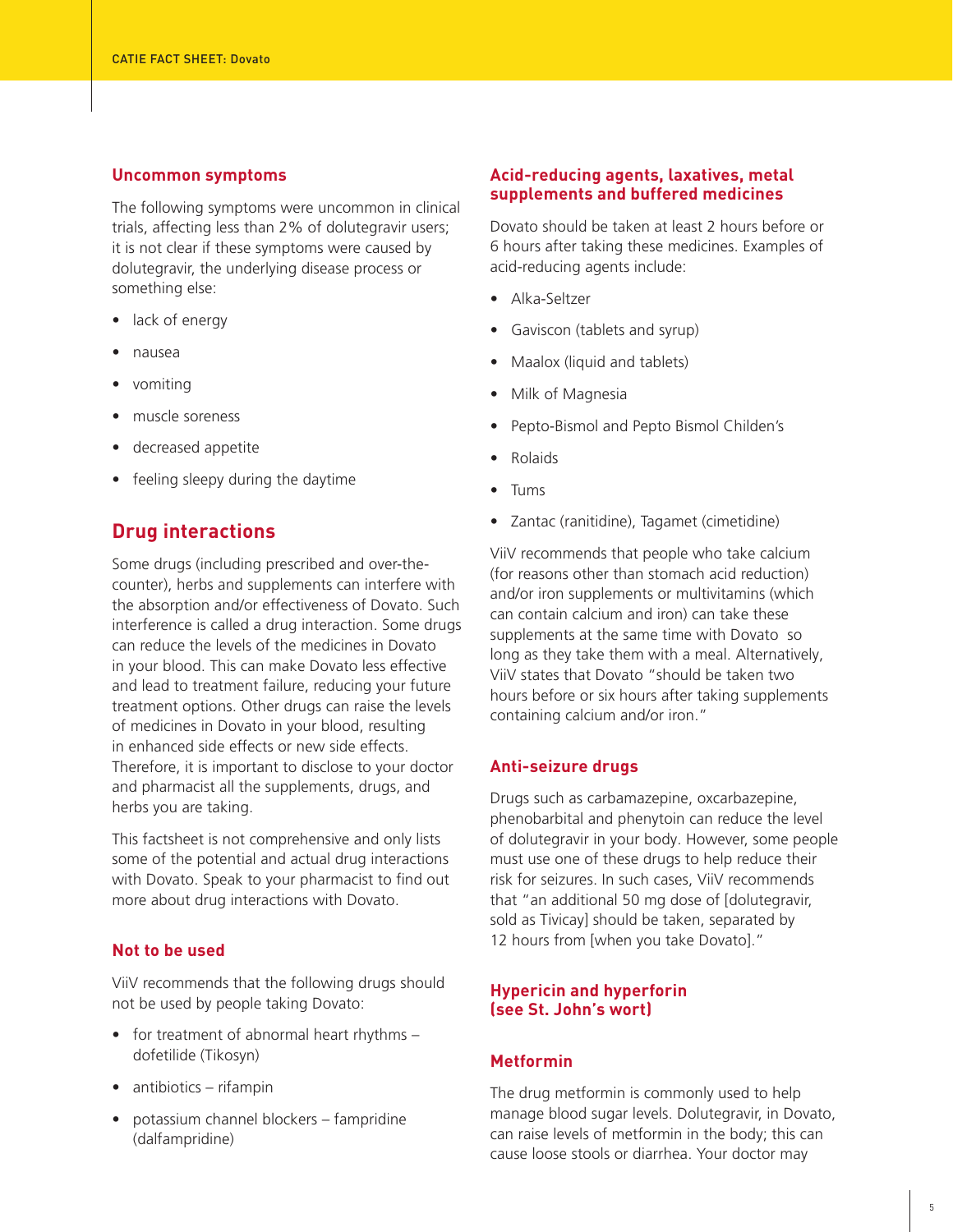### Uncommon symptoms

The following symptoms were uncommon in clinical trials, affecting less than 2% of dolutegravir users; it is not clear if these symptoms were caused by dolutegravir, the underlying disease process or something else:

- lack of energy
- nausea
- vomiting
- muscle soreness
- decreased appetite
- feeling sleepy during the daytime

## Drug interactions

Some drugs (including prescribed and over-the-counter), herbs and supplements can interfere with the absorption and/or effectiveness of Dovato. Such interference is called a drug interaction. Some drugs can reduce the levels of the medicines in Dovato in your blood. This can make Dovato less effective and lead to treatment failure, reducing your future treatment options. Other drugs can raise the levels of medicines in Dovato in your blood, resulting in enhanced side effects or new side effects. Therefore, it is important to disclose to your doctor and pharmacist all the supplements, drugs, and herbs you are taking.

This factsheet is not comprehensive and only lists some of the potential and actual drug interactions with Dovato. Speak to your pharmacist to find out more about drug interactions with Dovato.

### Not to be used

ViiV recommends that the following drugs should not be used by people taking Dovato:

- for treatment of abnormal heart rhythms – dofetilide (Tikosyn)
- antibiotics – rifampin
- potassium channel blockers – fampridine (dalfampridine)

### Acid-reducing agents, laxatives, metal supplements and buffered medicines

Dovato should be taken at least 2 hours before or 6 hours after taking these medicines. Examples of acid-reducing agents include:

- Alka-Seltzer
- Gaviscon (tablets and syrup)
- Maalox (liquid and tablets)
- Milk of Magnesia
- Pepto-Bismol and Pepto Bismol Childen's
- Rolaids
- Tums
- Zantac (ranitidine), Tagamet (cimetidine)

ViiV recommends that people who take calcium (for reasons other than stomach acid reduction) and/or iron supplements or multivitamins (which can contain calcium and iron) can take these supplements at the same time with Dovato so long as they take them with a meal. Alternatively, ViiV states that Dovato "should be taken two hours before or six hours after taking supplements containing calcium and/or iron."

### Anti-seizure drugs

Drugs such as carbamazepine, oxcarbazepine, phenobarbital and phenytoin can reduce the level of dolutegravir in your body. However, some people must use one of these drugs to help reduce their risk for seizures. In such cases, ViiV recommends that "an additional 50 mg dose of [dolutegravir, sold as Tivicay] should be taken, separated by 12 hours from [when you take Dovato]."

### Hypericin and hyperforin (see St. John's wort)

### Metformin

The drug metformin is commonly used to help manage blood sugar levels. Dolutegravir, in Dovato, can raise levels of metformin in the body; this can cause loose stools or diarrhea. Your doctor may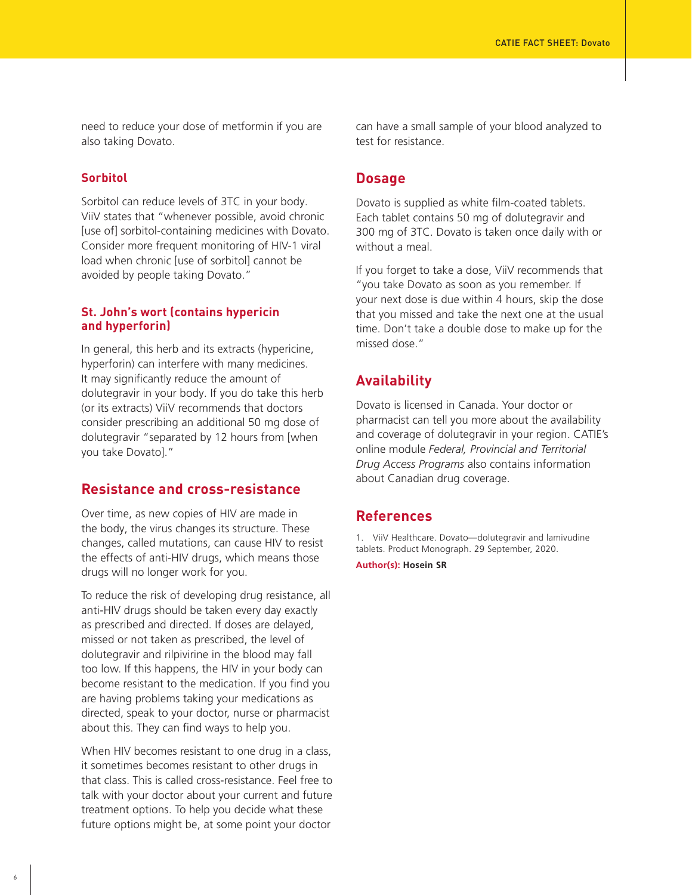need to reduce your dose of metformin if you are also taking Dovato.

### Sorbitol

Sorbitol can reduce levels of 3TC in your body. ViiV states that "whenever possible, avoid chronic [use of] sorbitol-containing medicines with Dovato. Consider more frequent monitoring of HIV-1 viral load when chronic [use of sorbitol] cannot be avoided by people taking Dovato."

### St. John's wort (contains hypericin and hyperforin)

In general, this herb and its extracts (hypericine, hyperforin) can interfere with many medicines. It may significantly reduce the amount of dolutegravir in your body. If you do take this herb (or its extracts) ViiV recommends that doctors consider prescribing an additional 50 mg dose of dolutegravir "separated by 12 hours from [when you take Dovato]."

## Resistance and cross-resistance

Over time, as new copies of HIV are made in the body, the virus changes its structure. These changes, called mutations, can cause HIV to resist the effects of anti-HIV drugs, which means those drugs will no longer work for you.

To reduce the risk of developing drug resistance, all anti-HIV drugs should be taken every day exactly as prescribed and directed. If doses are delayed, missed or not taken as prescribed, the level of dolutegravir and rilpivirine in the blood may fall too low. If this happens, the HIV in your body can become resistant to the medication. If you find you are having problems taking your medications as directed, speak to your doctor, nurse or pharmacist about this. They can find ways to help you.

When HIV becomes resistant to one drug in a class, it sometimes becomes resistant to other drugs in that class. This is called cross-resistance. Feel free to talk with your doctor about your current and future treatment options. To help you decide what these future options might be, at some point your doctor can have a small sample of your blood analyzed to test for resistance.

## Dosage

Dovato is supplied as white film-coated tablets. Each tablet contains 50 mg of dolutegravir and 300 mg of 3TC. Dovato is taken once daily with or without a meal.

If you forget to take a dose, ViiV recommends that "you take Dovato as soon as you remember. If your next dose is due within 4 hours, skip the dose that you missed and take the next one at the usual time. Don't take a double dose to make up for the missed dose."

## Availability

Dovato is licensed in Canada. Your doctor or pharmacist can tell you more about the availability and coverage of dolutegravir in your region. CATIE's online module *Federal, Provincial and Territorial Drug Access Programs* also contains information about Canadian drug coverage.

## References

1. ViiV Healthcare. Dovato—dolutegravir and lamivudine tablets. Product Monograph. 29 September, 2020.

**Author(s): Hosein SR**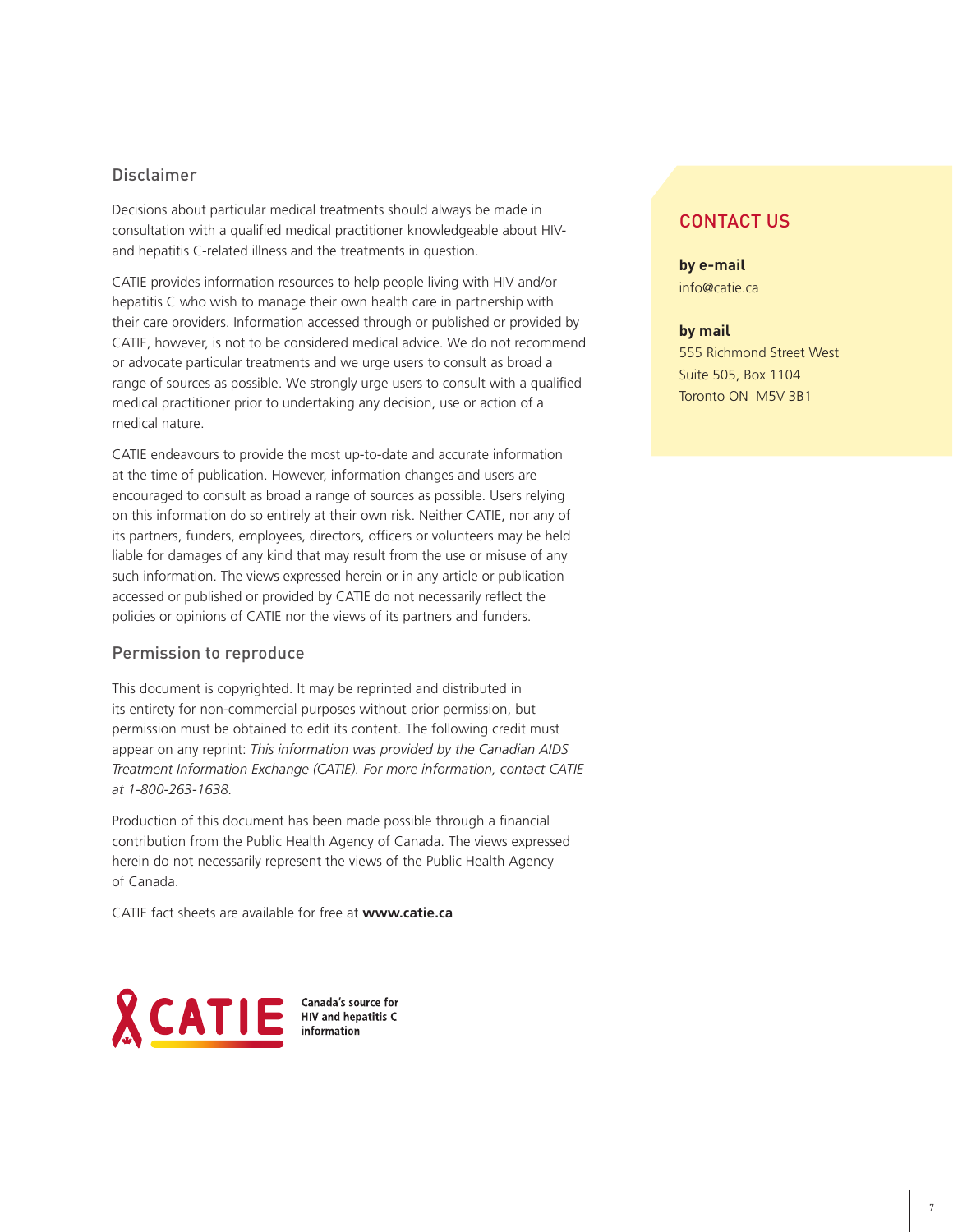## Disclaimer

Decisions about particular medical treatments should always be made in consultation with a qualified medical practitioner knowledgeable about HIV- and hepatitis C-related illness and the treatments in question.

CATIE provides information resources to help people living with HIV and/or hepatitis C who wish to manage their own health care in partnership with their care providers. Information accessed through or published or provided by CATIE, however, is not to be considered medical advice. We do not recommend or advocate particular treatments and we urge users to consult as broad a range of sources as possible. We strongly urge users to consult with a qualified medical practitioner prior to undertaking any decision, use or action of a medical nature.

CATIE endeavours to provide the most up-to-date and accurate information at the time of publication. However, information changes and users are encouraged to consult as broad a range of sources as possible. Users relying on this information do so entirely at their own risk. Neither CATIE, nor any of its partners, funders, employees, directors, officers or volunteers may be held liable for damages of any kind that may result from the use or misuse of any such information. The views expressed herein or in any article or publication accessed or published or provided by CATIE do not necessarily reflect the policies or opinions of CATIE nor the views of its partners and funders.

## Permission to reproduce

This document is copyrighted. It may be reprinted and distributed in its entirety for non-commercial purposes without prior permission, but permission must be obtained to edit its content. The following credit must appear on any reprint: *This information was provided by the Canadian AIDS Treatment Information Exchange (CATIE). For more information, contact CATIE at 1-800-263-1638.*

Production of this document has been made possible through a financial contribution from the Public Health Agency of Canada. The views expressed herein do not necessarily represent the views of the Public Health Agency of Canada.

CATIE fact sheets are available for free at **www.catie.ca**

CATIE Canada's source for HIV and hepatitis C information

## CONTACT US

**by e-mail**
info@catie.ca

**by mail**
555 Richmond Street West
Suite 505, Box 1104
Toronto ON M5V 3B1